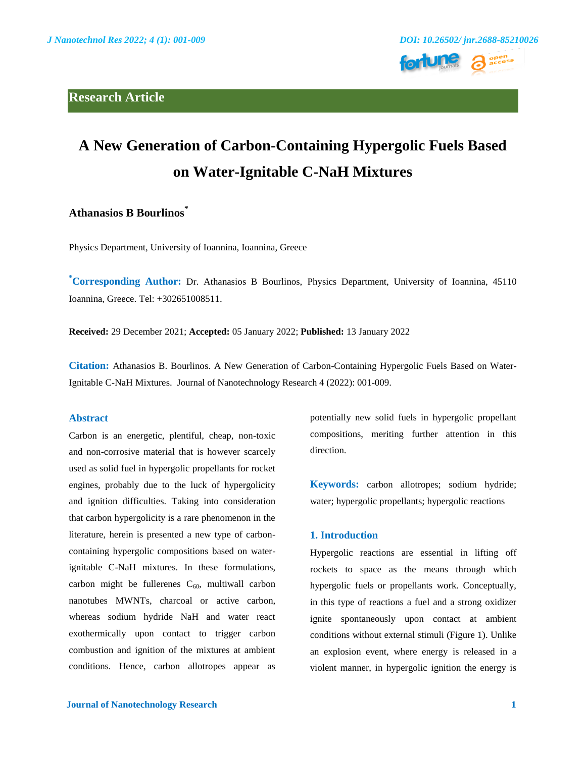Research Article

# A New Generation of Carbon-Containing Hypergolic Fuels Based on Water-Ignitable C-NaH Mixtures

**Athanasios B Bourlinos***

Physics Department, University of Ioannina, Ioannina, Greece

***Corresponding Author:** Dr. Athanasios B Bourlinos, Physics Department, University of Ioannina, 45110 Ioannina, Greece. Tel: +302651008511.

**Received:** 29 December 2021; **Accepted:** 05 January 2022; **Published:** 13 January 2022

**Citation:** Athanasios B. Bourlinos. A New Generation of Carbon-Containing Hypergolic Fuels Based on Water-Ignitable C-NaH Mixtures. Journal of Nanotechnology Research 4 (2022): 001-009.

## Abstract

Carbon is an energetic, plentiful, cheap, non-toxic and non-corrosive material that is however scarcely used as solid fuel in hypergolic propellants for rocket engines, probably due to the luck of hypergolicity and ignition difficulties. Taking into consideration that carbon hypergolicity is a rare phenomenon in the literature, herein is presented a new type of carbon-containing hypergolic compositions based on water-ignitable C-NaH mixtures. In these formulations, carbon might be fullerenes $C_{60}$, multiwall carbon nanotubes MWNTs, charcoal or active carbon, whereas sodium hydride NaH and water react exothermically upon contact to trigger carbon combustion and ignition of the mixtures at ambient conditions. Hence, carbon allotropes appear as potentially new solid fuels in hypergolic propellant compositions, meriting further attention in this direction.

**Keywords:** carbon allotropes; sodium hydride; water; hypergolic propellants; hypergolic reactions

## 1. Introduction

Hypergolic reactions are essential in lifting off rockets to space as the means through which hypergolic fuels or propellants work. Conceptually, in this type of reactions a fuel and a strong oxidizer ignite spontaneously upon contact at ambient conditions without external stimuli (Figure 1). Unlike an explosion event, where energy is released in a violent manner, in hypergolic ignition the energy is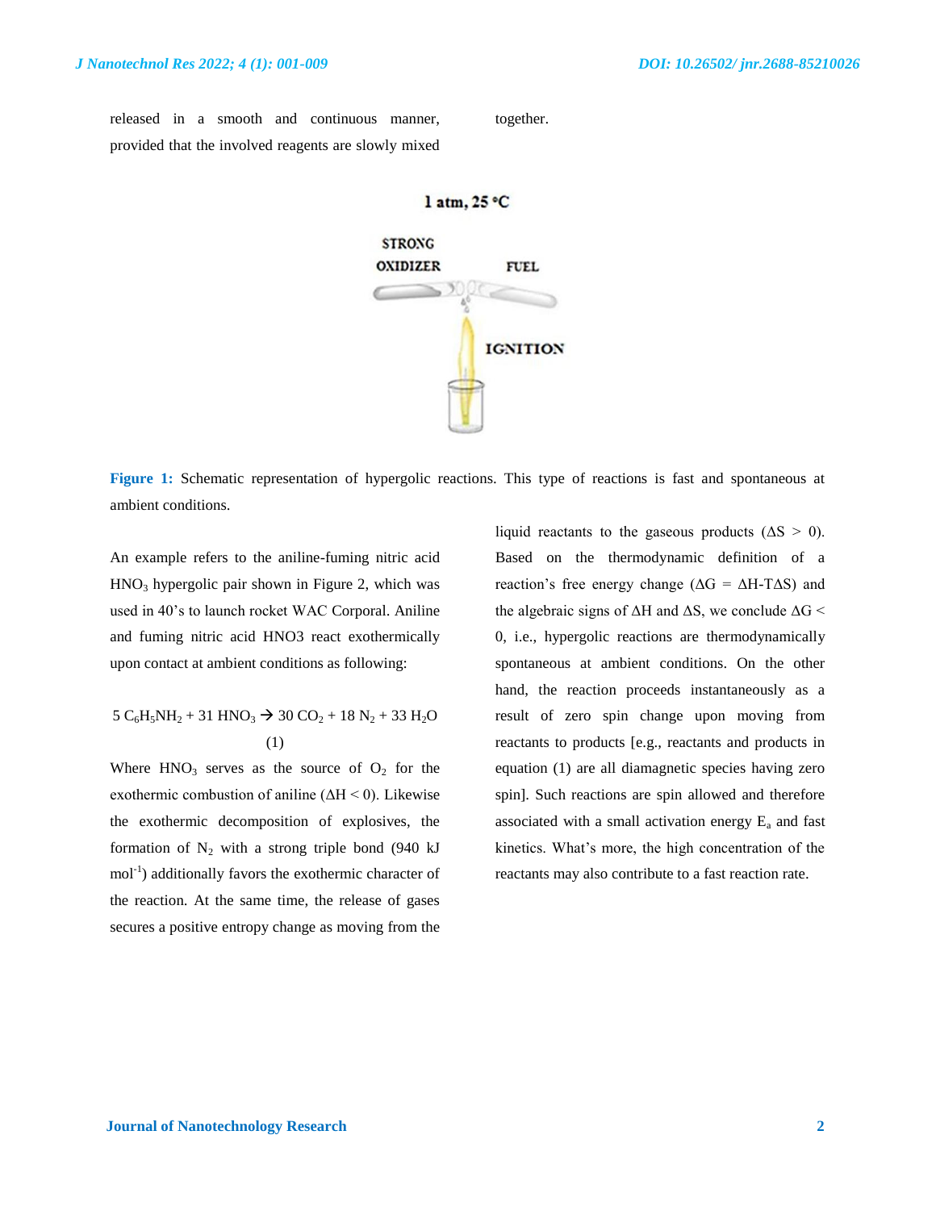released in a smooth and continuous manner, provided that the involved reagents are slowly mixed together.

Figure 1: Schematic representation of hypergolic reactions. This type of reactions is fast and spontaneous at ambient conditions.

An example refers to the aniline-fuming nitric acid $HNO_3$ hypergolic pair shown in Figure 2, which was used in 40's to launch rocket WAC Corporal. Aniline and fuming nitric acid HNO3 react exothermically upon contact at ambient conditions as following:

$$5\ C_6H_5NH_2 + 31\ HNO_3 \rightarrow 30\ CO_2 + 18\ N_2 + 33\ H_2O \quad (1)$$

Where $HNO_3$ serves as the source of $O_2$ for the exothermic combustion of aniline ($\Delta H < 0$). Likewise the exothermic decomposition of explosives, the formation of $N_2$ with a strong triple bond (940 kJ $mol^{-1}$) additionally favors the exothermic character of the reaction. At the same time, the release of gases secures a positive entropy change as moving from the liquid reactants to the gaseous products ($\Delta S > 0$). Based on the thermodynamic definition of a reaction's free energy change ($\Delta G = \Delta H - T\Delta S$) and the algebraic signs of $\Delta H$ and $\Delta S$, we conclude $\Delta G < 0$, i.e., hypergolic reactions are thermodynamically spontaneous at ambient conditions. On the other hand, the reaction proceeds instantaneously as a result of zero spin change upon moving from reactants to products [e.g., reactants and products in equation (1) are all diamagnetic species having zero spin]. Such reactions are spin allowed and therefore associated with a small activation energy $E_a$ and fast kinetics. What's more, the high concentration of the reactants may also contribute to a fast reaction rate.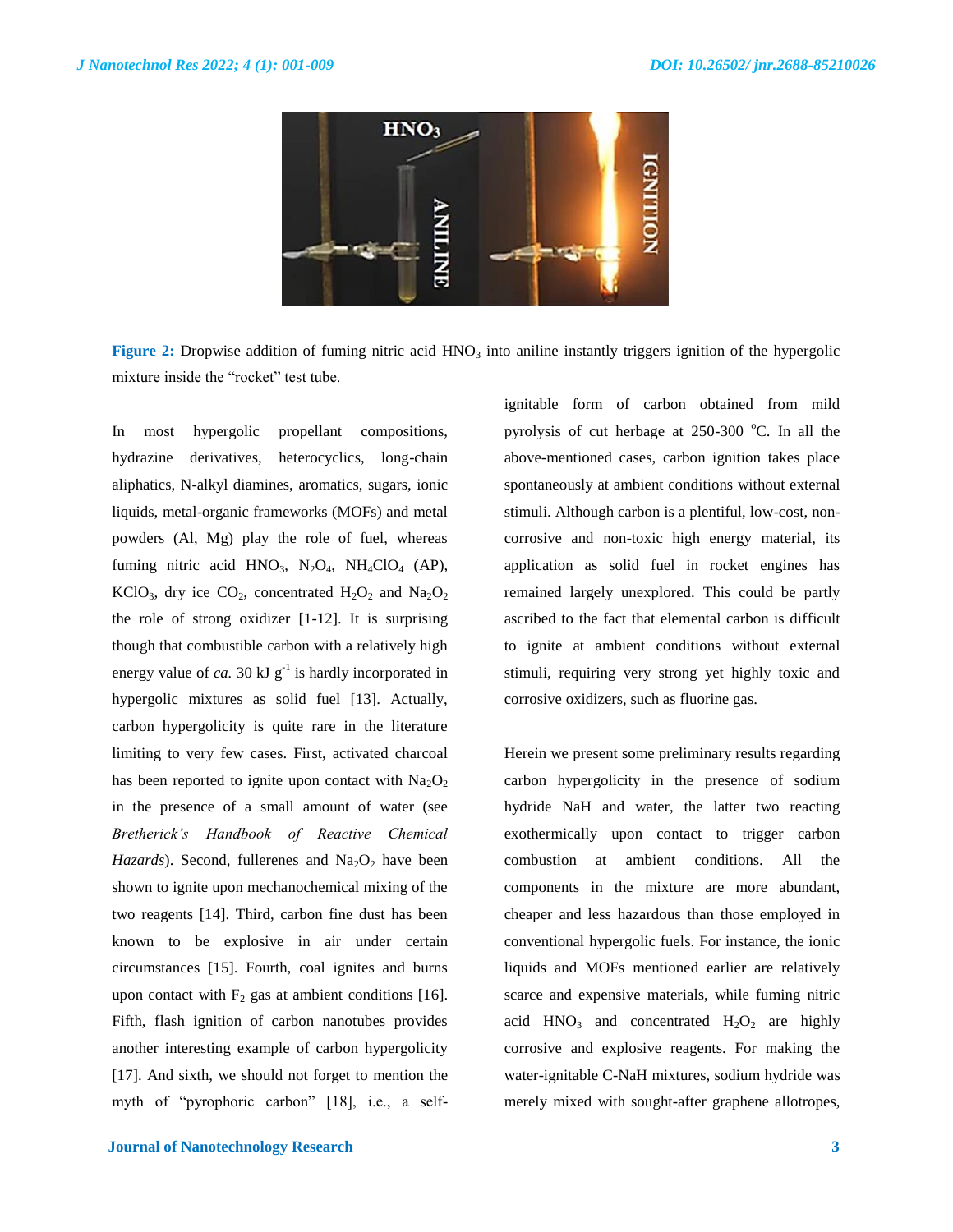**Figure 2:** Dropwise addition of fuming nitric acid $HNO_3$ into aniline instantly triggers ignition of the hypergolic mixture inside the "rocket" test tube.

In most hypergolic propellant compositions, hydrazine derivatives, heterocyclics, long-chain aliphatics, N-alkyl diamines, aromatics, sugars, ionic liquids, metal-organic frameworks (MOFs) and metal powders (Al, Mg) play the role of fuel, whereas fuming nitric acid $HNO_3$, $N_2O_4$, $NH_4ClO_4$ (AP), $KClO_3$, dry ice $CO_2$, concentrated $H_2O_2$ and $Na_2O_2$ the role of strong oxidizer [1-12]. It is surprising though that combustible carbon with a relatively high energy value of *ca.* 30 kJ $g^{-1}$ is hardly incorporated in hypergolic mixtures as solid fuel [13]. Actually, carbon hypergolicity is quite rare in the literature limiting to very few cases. First, activated charcoal has been reported to ignite upon contact with $Na_2O_2$ in the presence of a small amount of water (see *Bretherick's Handbook of Reactive Chemical Hazards*). Second, fullerenes and $Na_2O_2$ have been shown to ignite upon mechanochemical mixing of the two reagents [14]. Third, carbon fine dust has been known to be explosive in air under certain circumstances [15]. Fourth, coal ignites and burns upon contact with $F_2$ gas at ambient conditions [16]. Fifth, flash ignition of carbon nanotubes provides another interesting example of carbon hypergolicity [17]. And sixth, we should not forget to mention the myth of "pyrophoric carbon" [18], i.e., a self-ignitable form of carbon obtained from mild pyrolysis of cut herbage at 250-300 $^oC$. In all the above-mentioned cases, carbon ignition takes place spontaneously at ambient conditions without external stimuli. Although carbon is a plentiful, low-cost, non-corrosive and non-toxic high energy material, its application as solid fuel in rocket engines has remained largely unexplored. This could be partly ascribed to the fact that elemental carbon is difficult to ignite at ambient conditions without external stimuli, requiring very strong yet highly toxic and corrosive oxidizers, such as fluorine gas.

Herein we present some preliminary results regarding carbon hypergolicity in the presence of sodium hydride NaH and water, the latter two reacting exothermically upon contact to trigger carbon combustion at ambient conditions. All the components in the mixture are more abundant, cheaper and less hazardous than those employed in conventional hypergolic fuels. For instance, the ionic liquids and MOFs mentioned earlier are relatively scarce and expensive materials, while fuming nitric acid $HNO_3$ and concentrated $H_2O_2$ are highly corrosive and explosive reagents. For making the water-ignitable C-NaH mixtures, sodium hydride was merely mixed with sought-after graphene allotropes,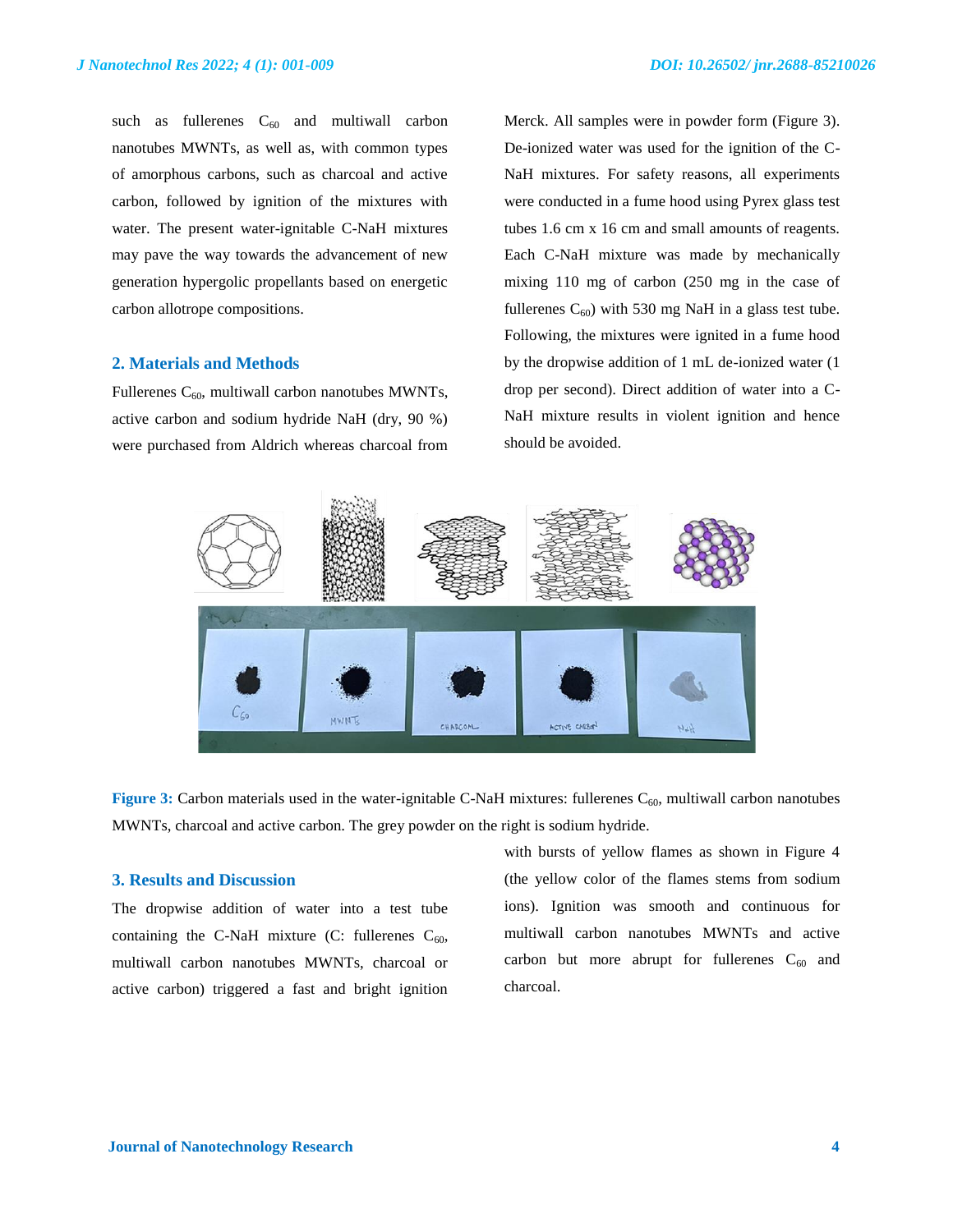such as fullerenes $C_{60}$ and multiwall carbon nanotubes MWNTs, as well as, with common types of amorphous carbons, such as charcoal and active carbon, followed by ignition of the mixtures with water. The present water-ignitable C-NaH mixtures may pave the way towards the advancement of new generation hypergolic propellants based on energetic carbon allotrope compositions.

## 2. Materials and Methods

Fullerenes $C_{60}$, multiwall carbon nanotubes MWNTs, active carbon and sodium hydride NaH (dry, 90 %) were purchased from Aldrich whereas charcoal from Merck. All samples were in powder form (Figure 3). De-ionized water was used for the ignition of the C-NaH mixtures. For safety reasons, all experiments were conducted in a fume hood using Pyrex glass test tubes 1.6 cm x 16 cm and small amounts of reagents. Each C-NaH mixture was made by mechanically mixing 110 mg of carbon (250 mg in the case of fullerenes $C_{60}$) with 530 mg NaH in a glass test tube. Following, the mixtures were ignited in a fume hood by the dropwise addition of 1 mL de-ionized water (1 drop per second). Direct addition of water into a C-NaH mixture results in violent ignition and hence should be avoided.

**Figure 3:** Carbon materials used in the water-ignitable C-NaH mixtures: fullerenes $C_{60}$, multiwall carbon nanotubes MWNTs, charcoal and active carbon. The grey powder on the right is sodium hydride.

## 3. Results and Discussion

The dropwise addition of water into a test tube containing the C-NaH mixture (C: fullerenes $C_{60}$, multiwall carbon nanotubes MWNTs, charcoal or active carbon) triggered a fast and bright ignition with bursts of yellow flames as shown in Figure 4 (the yellow color of the flames stems from sodium ions). Ignition was smooth and continuous for multiwall carbon nanotubes MWNTs and active carbon but more abrupt for fullerenes $C_{60}$ and charcoal.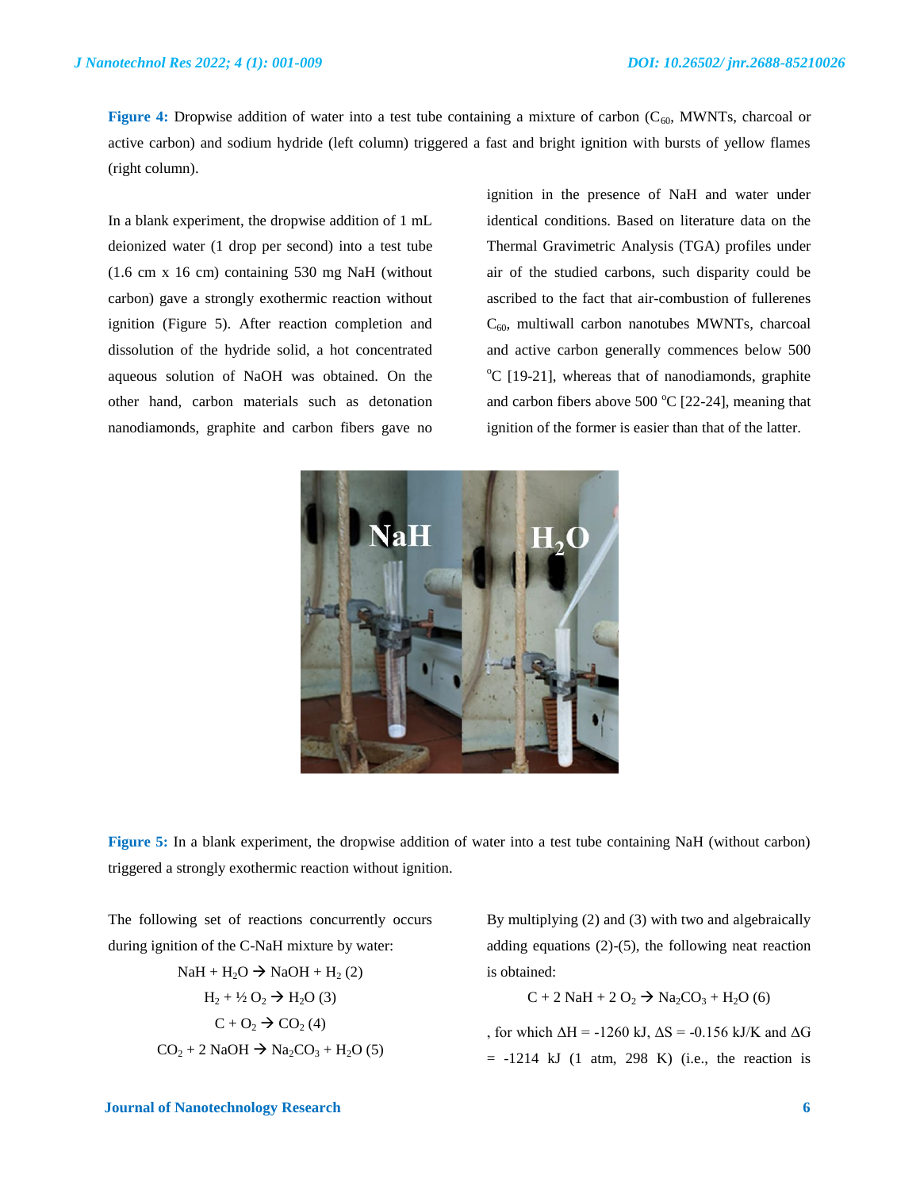**Figure 4:** Dropwise addition of water into a test tube containing a mixture of carbon ($C_{60}$, MWNTs, charcoal or active carbon) and sodium hydride (left column) triggered a fast and bright ignition with bursts of yellow flames (right column).

In a blank experiment, the dropwise addition of 1 mL deionized water (1 drop per second) into a test tube (1.6 cm x 16 cm) containing 530 mg NaH (without carbon) gave a strongly exothermic reaction without ignition (Figure 5). After reaction completion and dissolution of the hydride solid, a hot concentrated aqueous solution of NaOH was obtained. On the other hand, carbon materials such as detonation nanodiamonds, graphite and carbon fibers gave no ignition in the presence of NaH and water under identical conditions. Based on literature data on the Thermal Gravimetric Analysis (TGA) profiles under air of the studied carbons, such disparity could be ascribed to the fact that air-combustion of fullerenes $C_{60}$, multiwall carbon nanotubes MWNTs, charcoal and active carbon generally commences below 500 $^{o}$C [19-21], whereas that of nanodiamonds, graphite and carbon fibers above 500 $^{o}$C [22-24], meaning that ignition of the former is easier than that of the latter.

**Figure 5:** In a blank experiment, the dropwise addition of water into a test tube containing NaH (without carbon) triggered a strongly exothermic reaction without ignition.

The following set of reactions concurrently occurs during ignition of the C-NaH mixture by water:

$$NaH + H_2O \rightarrow NaOH + H_2 \quad (2)$$

$$H_2 + ½ O_2 \rightarrow H_2O \quad (3)$$

$$C + O_2 \rightarrow CO_2 \quad (4)$$

$$CO_2 + 2 NaOH \rightarrow Na_2CO_3 + H_2O \quad (5)$$

By multiplying (2) and (3) with two and algebraically adding equations (2)-(5), the following neat reaction is obtained:

$$C + 2 NaH + 2 O_2 \rightarrow Na_2CO_3 + H_2O \quad (6)$$

, for which $\Delta H$ = -1260 kJ, $\Delta S$ = -0.156 kJ/K and $\Delta G$ = -1214 kJ (1 atm, 298 K) (i.e., the reaction is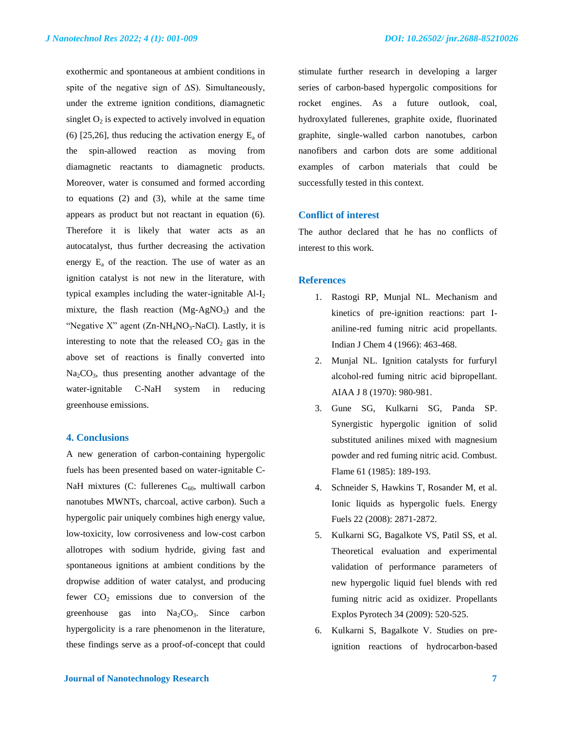exothermic and spontaneous at ambient conditions in spite of the negative sign of $\Delta S$). Simultaneously, under the extreme ignition conditions, diamagnetic singlet $O_2$ is expected to actively involved in equation (6) [25,26], thus reducing the activation energy $E_a$ of the spin-allowed reaction as moving from diamagnetic reactants to diamagnetic products. Moreover, water is consumed and formed according to equations (2) and (3), while at the same time appears as product but not reactant in equation (6). Therefore it is likely that water acts as an autocatalyst, thus further decreasing the activation energy $E_a$ of the reaction. The use of water as an ignition catalyst is not new in the literature, with typical examples including the water-ignitable Al-$I_2$ mixture, the flash reaction (Mg-$AgNO_3$) and the "Negative X" agent (Zn-$NH_4NO_3$-NaCl). Lastly, it is interesting to note that the released $CO_2$ gas in the above set of reactions is finally converted into $Na_2CO_3$, thus presenting another advantage of the water-ignitable C-NaH system in reducing greenhouse emissions.

## 4. Conclusions

A new generation of carbon-containing hypergolic fuels has been presented based on water-ignitable C-NaH mixtures (C: fullerenes $C_{60}$, multiwall carbon nanotubes MWNTs, charcoal, active carbon). Such a hypergolic pair uniquely combines high energy value, low-toxicity, low corrosiveness and low-cost carbon allotropes with sodium hydride, giving fast and spontaneous ignitions at ambient conditions by the dropwise addition of water catalyst, and producing fewer $CO_2$ emissions due to conversion of the greenhouse gas into $Na_2CO_3$. Since carbon hypergolicity is a rare phenomenon in the literature, these findings serve as a proof-of-concept that could stimulate further research in developing a larger series of carbon-based hypergolic compositions for rocket engines. As a future outlook, coal, hydroxylated fullerenes, graphite oxide, fluorinated graphite, single-walled carbon nanotubes, carbon nanofibers and carbon dots are some additional examples of carbon materials that could be successfully tested in this context.

## Conflict of interest

The author declared that he has no conflicts of interest to this work.

## References

1. Rastogi RP, Munjal NL. Mechanism and kinetics of pre-ignition reactions: part I-aniline-red fuming nitric acid propellants. Indian J Chem 4 (1966): 463-468.
2. Munjal NL. Ignition catalysts for furfuryl alcohol-red fuming nitric acid bipropellant. AIAA J 8 (1970): 980-981.
3. Gune SG, Kulkarni SG, Panda SP. Synergistic hypergolic ignition of solid substituted anilines mixed with magnesium powder and red fuming nitric acid. Combust. Flame 61 (1985): 189-193.
4. Schneider S, Hawkins T, Rosander M, et al. Ionic liquids as hypergolic fuels. Energy Fuels 22 (2008): 2871-2872.
5. Kulkarni SG, Bagalkote VS, Patil SS, et al. Theoretical evaluation and experimental validation of performance parameters of new hypergolic liquid fuel blends with red fuming nitric acid as oxidizer. Propellants Explos Pyrotech 34 (2009): 520-525.
6. Kulkarni S, Bagalkote V. Studies on pre-ignition reactions of hydrocarbon-based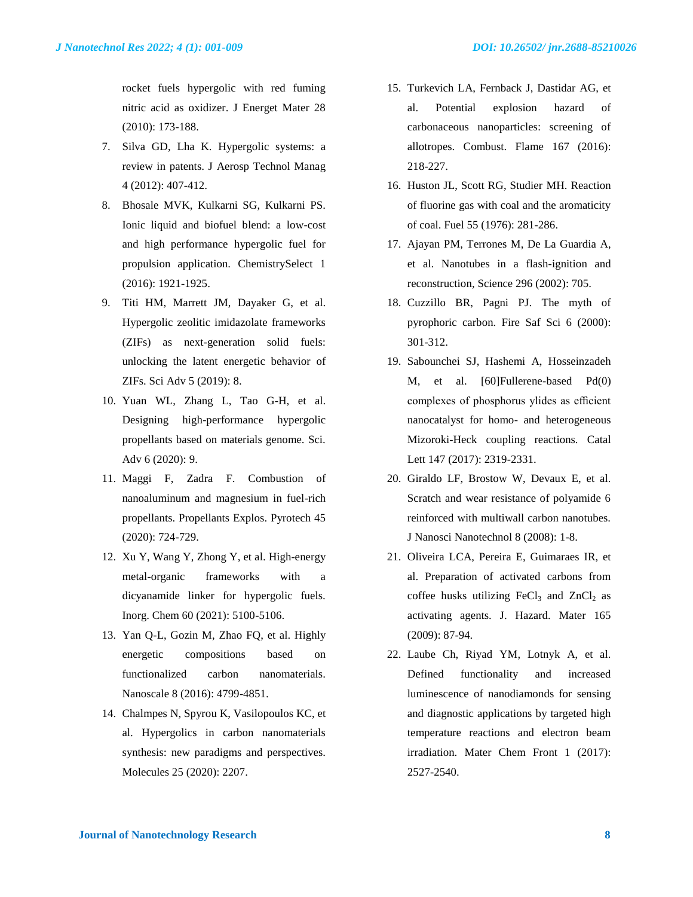rocket fuels hypergolic with red fuming nitric acid as oxidizer. J Energet Mater 28 (2010): 173-188.

7. Silva GD, Lha K. Hypergolic systems: a review in patents. J Aerosp Technol Manag 4 (2012): 407-412.
8. Bhosale MVK, Kulkarni SG, Kulkarni PS. Ionic liquid and biofuel blend: a low-cost and high performance hypergolic fuel for propulsion application. ChemistrySelect 1 (2016): 1921-1925.
9. Titi HM, Marrett JM, Dayaker G, et al. Hypergolic zeolitic imidazolate frameworks (ZIFs) as next-generation solid fuels: unlocking the latent energetic behavior of ZIFs. Sci Adv 5 (2019): 8.
10. Yuan WL, Zhang L, Tao G-H, et al. Designing high-performance hypergolic propellants based on materials genome. Sci. Adv 6 (2020): 9.
11. Maggi F, Zadra F. Combustion of nanoaluminum and magnesium in fuel-rich propellants. Propellants Explos. Pyrotech 45 (2020): 724-729.
12. Xu Y, Wang Y, Zhong Y, et al. High-energy metal-organic frameworks with a dicyanamide linker for hypergolic fuels. Inorg. Chem 60 (2021): 5100-5106.
13. Yan Q-L, Gozin M, Zhao FQ, et al. Highly energetic compositions based on functionalized carbon nanomaterials. Nanoscale 8 (2016): 4799-4851.
14. Chalmpes N, Spyrou K, Vasilopoulos KC, et al. Hypergolics in carbon nanomaterials synthesis: new paradigms and perspectives. Molecules 25 (2020): 2207.
15. Turkevich LA, Fernback J, Dastidar AG, et al. Potential explosion hazard of carbonaceous nanoparticles: screening of allotropes. Combust. Flame 167 (2016): 218-227.
16. Huston JL, Scott RG, Studier MH. Reaction of fluorine gas with coal and the aromaticity of coal. Fuel 55 (1976): 281-286.
17. Ajayan PM, Terrones M, De La Guardia A, et al. Nanotubes in a flash-ignition and reconstruction, Science 296 (2002): 705.
18. Cuzzillo BR, Pagni PJ. The myth of pyrophoric carbon. Fire Saf Sci 6 (2000): 301-312.
19. Sabounchei SJ, Hashemi A, Hosseinzadeh M, et al. [60]Fullerene-based Pd(0) complexes of phosphorus ylides as efficient nanocatalyst for homo- and heterogeneous Mizoroki-Heck coupling reactions. Catal Lett 147 (2017): 2319-2331.
20. Giraldo LF, Brostow W, Devaux E, et al. Scratch and wear resistance of polyamide 6 reinforced with multiwall carbon nanotubes. J Nanosci Nanotechnol 8 (2008): 1-8.
21. Oliveira LCA, Pereira E, Guimaraes IR, et al. Preparation of activated carbons from coffee husks utilizing $FeCl_3$ and $ZnCl_2$ as activating agents. J. Hazard. Mater 165 (2009): 87-94.
22. Laube Ch, Riyad YM, Lotnyk A, et al. Defined functionality and increased luminescence of nanodiamonds for sensing and diagnostic applications by targeted high temperature reactions and electron beam irradiation. Mater Chem Front 1 (2017): 2527-2540.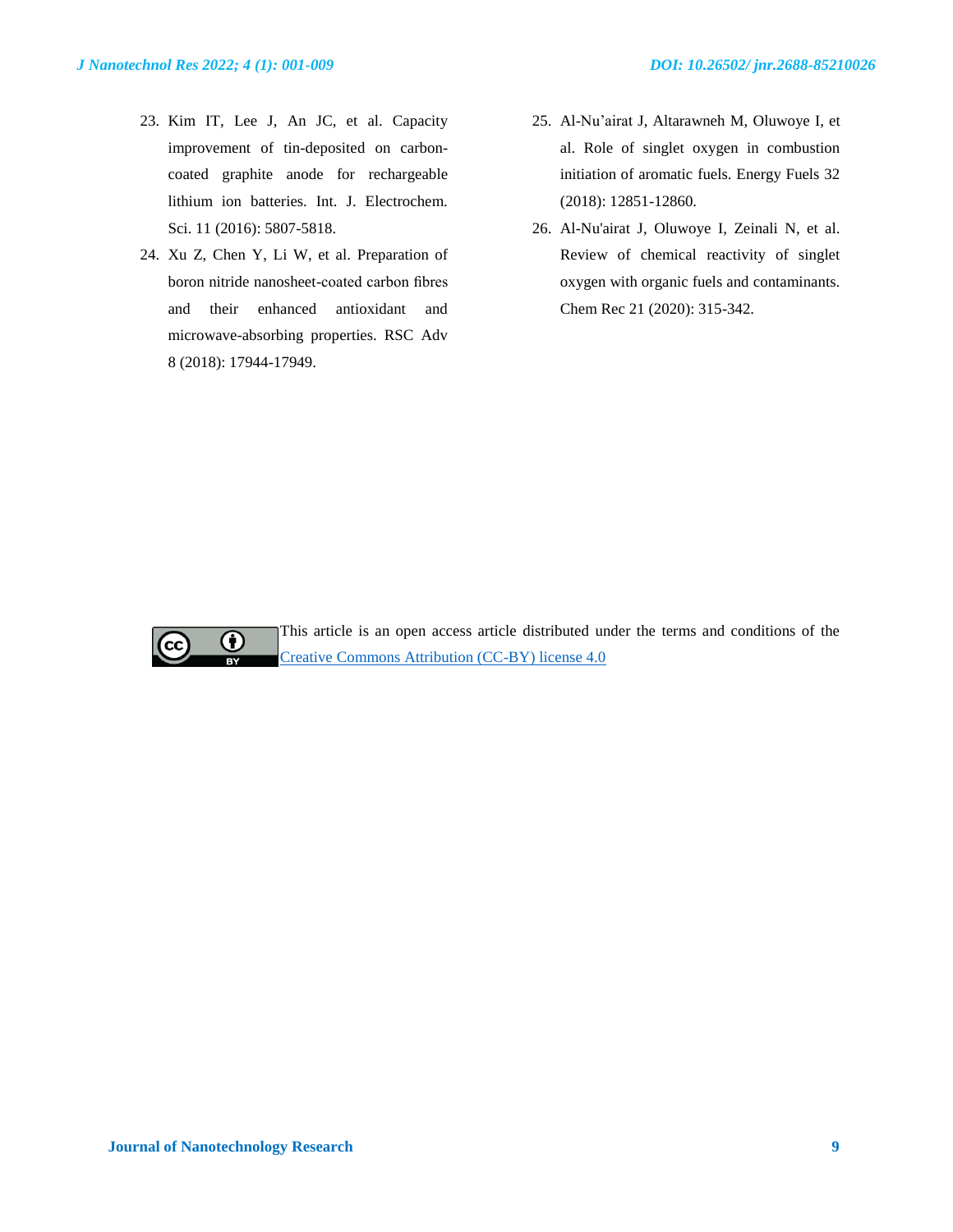23. Kim IT, Lee J, An JC, et al. Capacity improvement of tin-deposited on carbon-coated graphite anode for rechargeable lithium ion batteries. Int. J. Electrochem. Sci. 11 (2016): 5807-5818.
24. Xu Z, Chen Y, Li W, et al. Preparation of boron nitride nanosheet-coated carbon fibres and their enhanced antioxidant and microwave-absorbing properties. RSC Adv 8 (2018): 17944-17949.
25. Al-Nu'airat J, Altarawneh M, Oluwoye I, et al. Role of singlet oxygen in combustion initiation of aromatic fuels. Energy Fuels 32 (2018): 12851-12860.
26. Al-Nu'airat J, Oluwoye I, Zeinali N, et al. Review of chemical reactivity of singlet oxygen with organic fuels and contaminants. Chem Rec 21 (2020): 315-342.

This article is an open access article distributed under the terms and conditions of the Creative Commons Attribution (CC-BY) license 4.0